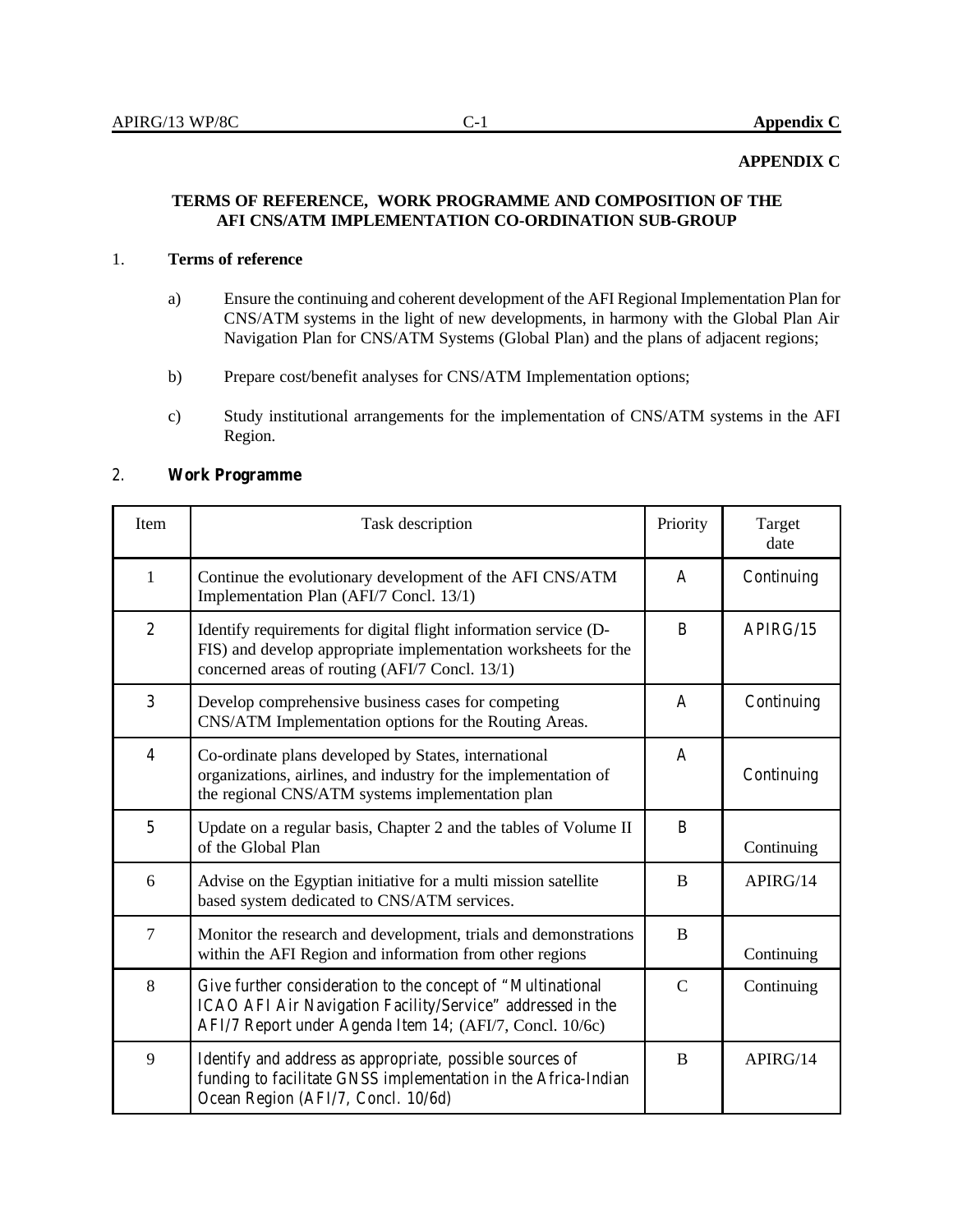**APPENDIX C**

## TERMS OF REFERENCE, WORK PROGRAMME AND COMPOSITION OF THE AFI CNS/ATM IMPLEMENTATION CO-ORDINATION SUB-GROUP

### 1. Terms of reference

a) Ensure the continuing and coherent development of the AFI Regional Implementation Plan for CNS/ATM systems in the light of new developments, in harmony with the Global Plan Air Navigation Plan for CNS/ATM Systems (Global Plan) and the plans of adjacent regions;

b) Prepare cost/benefit analyses for CNS/ATM Implementation options;

c) Study institutional arrangements for the implementation of CNS/ATM systems in the AFI Region.

### 2. Work Programme

| Item | Task description | Priority | Target date |
|---|---|---|---|
| 1 | Continue the evolutionary development of the AFI CNS/ATM Implementation Plan (AFI/7 Concl. 13/1) | A | Continuing |
| 2 | Identify requirements for digital flight information service (D-FIS) and develop appropriate implementation worksheets for the concerned areas of routing (AFI/7 Concl. 13/1) | B | APIRG/15 |
| 3 | Develop comprehensive business cases for competing CNS/ATM Implementation options for the Routing Areas. | A | Continuing |
| 4 | Co-ordinate plans developed by States, international organizations, airlines, and industry for the implementation of the regional CNS/ATM systems implementation plan | A | Continuing |
| 5 | Update on a regular basis, Chapter 2 and the tables of Volume II of the Global Plan | B | Continuing |
| 6 | Advise on the Egyptian initiative for a multi mission satellite based system dedicated to CNS/ATM services. | B | APIRG/14 |
| 7 | Monitor the research and development, trials and demonstrations within the AFI Region and information from other regions | B | Continuing |
| 8 | Give further consideration to the concept of "Multinational ICAO AFI Air Navigation Facility/Service" addressed in the AFI/7 Report under Agenda Item 14; (AFI/7, Concl. 10/6c) | C | Continuing |
| 9 | Identify and address as appropriate, possible sources of funding to facilitate GNSS implementation in the Africa-Indian Ocean Region (AFI/7, Concl. 10/6d) | B | APIRG/14 |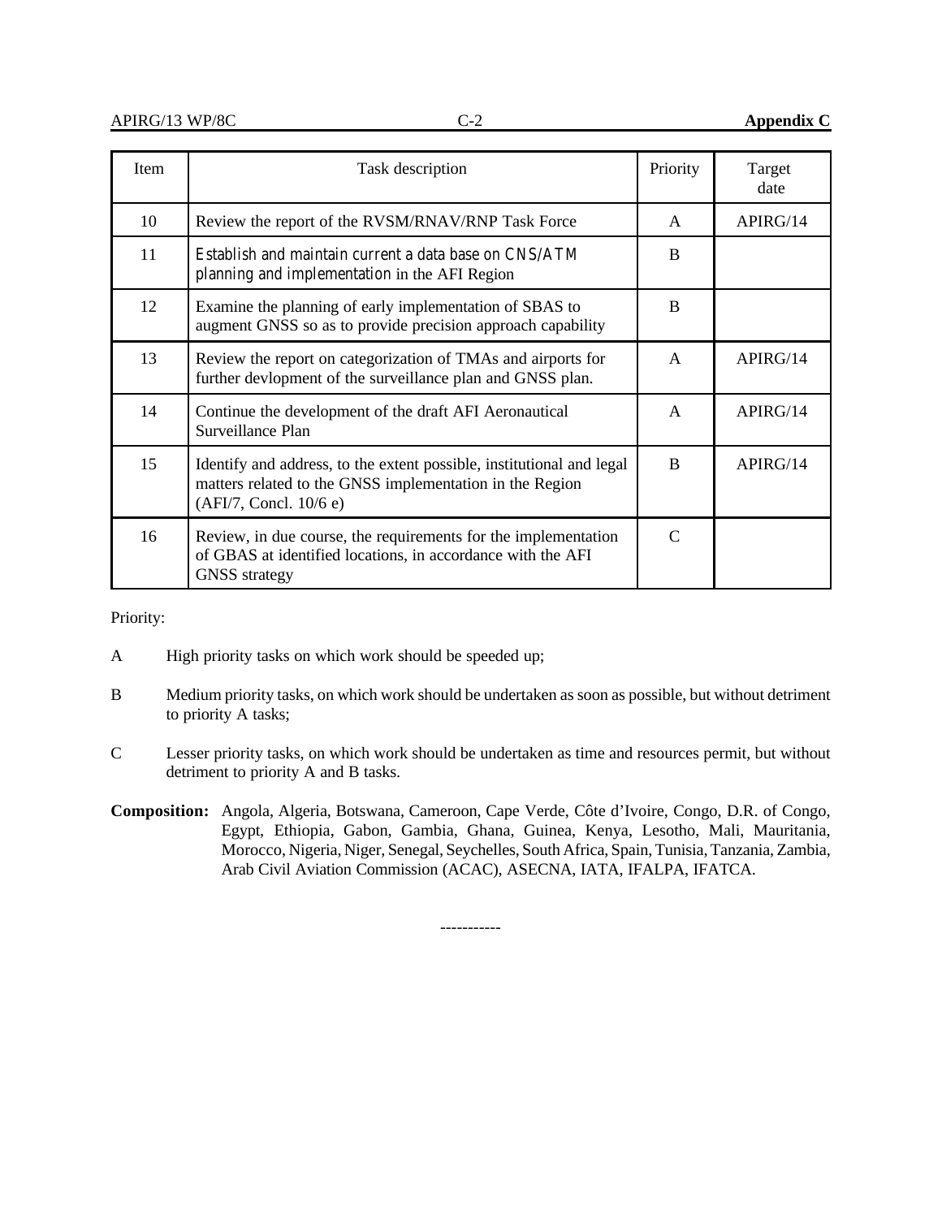| Item | Task description | Priority | Target date |
|---|---|---|---|
| 10 | Review the report of the RVSM/RNAV/RNP Task Force | A | APIRG/14 |
| 11 | Establish and maintain current a data base on CNS/ATM planning and implementation in the AFI Region | B | |
| 12 | Examine the planning of early implementation of SBAS to augment GNSS so as to provide precision approach capability | B | |
| 13 | Review the report on categorization of TMAs and airports for further devlopment of the surveillance plan and GNSS plan. | A | APIRG/14 |
| 14 | Continue the development of the draft AFI Aeronautical Surveillance Plan | A | APIRG/14 |
| 15 | Identify and address, to the extent possible, institutional and legal matters related to the GNSS implementation in the Region (AFI/7, Concl. 10/6 e) | B | APIRG/14 |
| 16 | Review, in due course, the requirements for the implementation of GBAS at identified locations, in accordance with the AFI GNSS strategy | C | |

Priority:

A High priority tasks on which work should be speeded up;

B Medium priority tasks, on which work should be undertaken as soon as possible, but without detriment to priority A tasks;

C Lesser priority tasks, on which work should be undertaken as time and resources permit, but without detriment to priority A and B tasks.

**Composition:** Angola, Algeria, Botswana, Cameroon, Cape Verde, Côte d'Ivoire, Congo, D.R. of Congo, Egypt, Ethiopia, Gabon, Gambia, Ghana, Guinea, Kenya, Lesotho, Mali, Mauritania, Morocco, Nigeria, Niger, Senegal, Seychelles, South Africa, Spain, Tunisia, Tanzania, Zambia, Arab Civil Aviation Commission (ACAC), ASECNA, IATA, IFALPA, IFATCA.

-----------